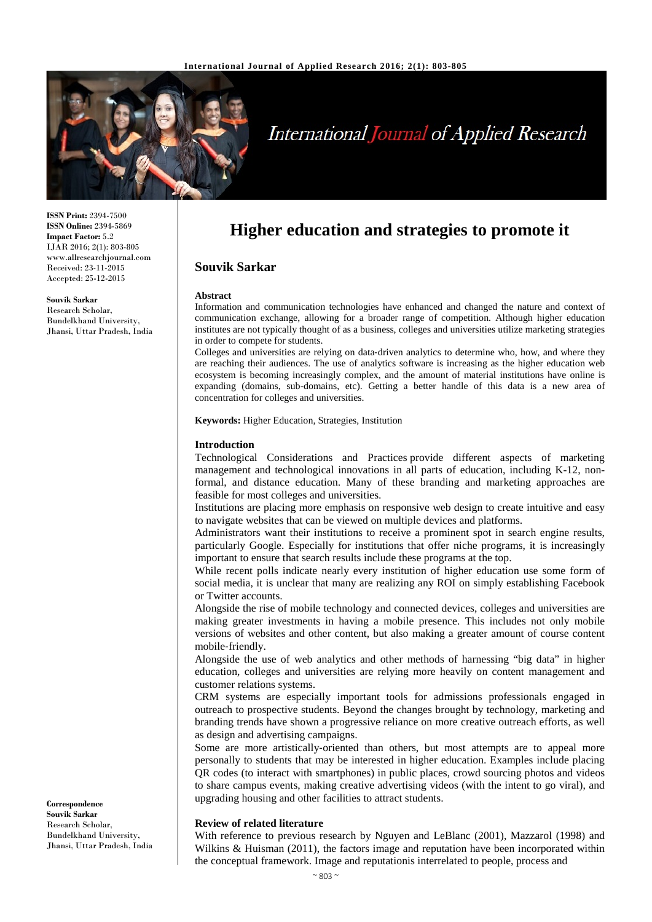**ISSN Print:** 2394-7500
**ISSN Online:** 2394-5869
**Impact Factor:** 5.2
IJAR 2016; 2(1): 803-805
www.allresearchjournal.com
Received: 23-11-2015
Accepted: 25-12-2015

**Souvik Sarkar**
Research Scholar, Bundelkhand University, Jhansi, Uttar Pradesh, India

**Correspondence**
**Souvik Sarkar**
Research Scholar, Bundelkhand University, Jhansi, Uttar Pradesh, India

# Higher education and strategies to promote it

## Souvik Sarkar

**Abstract**

Information and communication technologies have enhanced and changed the nature and context of communication exchange, allowing for a broader range of competition. Although higher education institutes are not typically thought of as a business, colleges and universities utilize marketing strategies in order to compete for students.

Colleges and universities are relying on data-driven analytics to determine who, how, and where they are reaching their audiences. The use of analytics software is increasing as the higher education web ecosystem is becoming increasingly complex, and the amount of material institutions have online is expanding (domains, sub-domains, etc). Getting a better handle of this data is a new area of concentration for colleges and universities.

**Keywords:** Higher Education, Strategies, Institution

### Introduction

Technological Considerations and Practices provide different aspects of marketing management and technological innovations in all parts of education, including K-12, non-formal, and distance education. Many of these branding and marketing approaches are feasible for most colleges and universities.

Institutions are placing more emphasis on responsive web design to create intuitive and easy to navigate websites that can be viewed on multiple devices and platforms.

Administrators want their institutions to receive a prominent spot in search engine results, particularly Google. Especially for institutions that offer niche programs, it is increasingly important to ensure that search results include these programs at the top.

While recent polls indicate nearly every institution of higher education use some form of social media, it is unclear that many are realizing any ROI on simply establishing Facebook or Twitter accounts.

Alongside the rise of mobile technology and connected devices, colleges and universities are making greater investments in having a mobile presence. This includes not only mobile versions of websites and other content, but also making a greater amount of course content mobile-friendly.

Alongside the use of web analytics and other methods of harnessing "big data" in higher education, colleges and universities are relying more heavily on content management and customer relations systems.

CRM systems are especially important tools for admissions professionals engaged in outreach to prospective students. Beyond the changes brought by technology, marketing and branding trends have shown a progressive reliance on more creative outreach efforts, as well as design and advertising campaigns.

Some are more artistically-oriented than others, but most attempts are to appeal more personally to students that may be interested in higher education. Examples include placing QR codes (to interact with smartphones) in public places, crowd sourcing photos and videos to share campus events, making creative advertising videos (with the intent to go viral), and upgrading housing and other facilities to attract students.

### Review of related literature

With reference to previous research by Nguyen and LeBlanc (2001), Mazzarol (1998) and Wilkins & Huisman (2011), the factors image and reputation have been incorporated within the conceptual framework. Image and reputationis interrelated to people, process and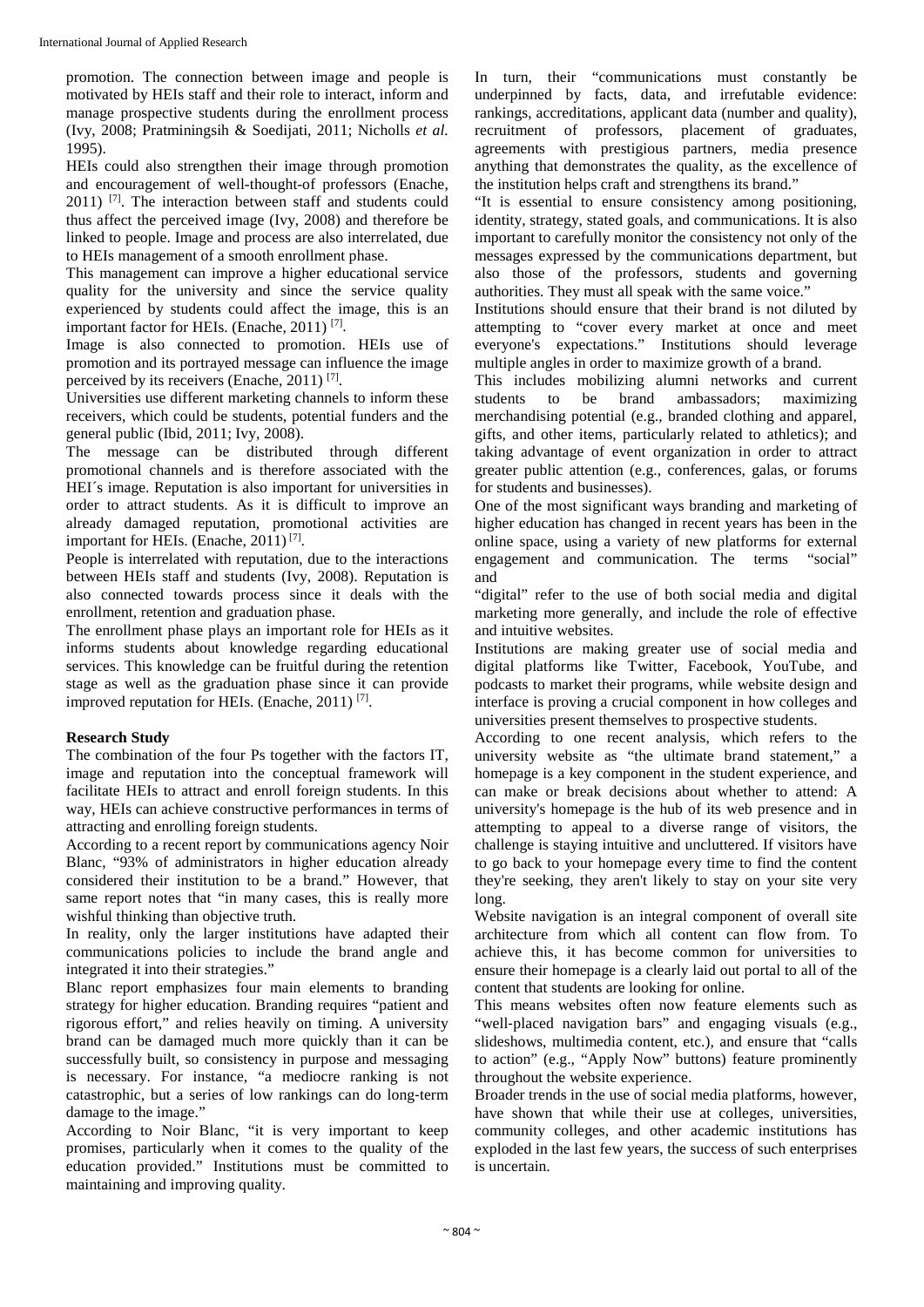promotion. The connection between image and people is motivated by HEIs staff and their role to interact, inform and manage prospective students during the enrollment process (Ivy, 2008; Pratminingsih & Soedijati, 2011; Nicholls *et al.* 1995).

HEIs could also strengthen their image through promotion and encouragement of well-thought-of professors (Enache, 2011) [7]. The interaction between staff and students could thus affect the perceived image (Ivy, 2008) and therefore be linked to people. Image and process are also interrelated, due to HEIs management of a smooth enrollment phase.

This management can improve a higher educational service quality for the university and since the service quality experienced by students could affect the image, this is an important factor for HEIs. (Enache, 2011) [7].

Image is also connected to promotion. HEIs use of promotion and its portrayed message can influence the image perceived by its receivers (Enache, 2011) [7].

Universities use different marketing channels to inform these receivers, which could be students, potential funders and the general public (Ibid, 2011; Ivy, 2008).

The message can be distributed through different promotional channels and is therefore associated with the HEI´s image. Reputation is also important for universities in order to attract students. As it is difficult to improve an already damaged reputation, promotional activities are important for HEIs. (Enache, 2011) [7].

People is interrelated with reputation, due to the interactions between HEIs staff and students (Ivy, 2008). Reputation is also connected towards process since it deals with the enrollment, retention and graduation phase.

The enrollment phase plays an important role for HEIs as it informs students about knowledge regarding educational services. This knowledge can be fruitful during the retention stage as well as the graduation phase since it can provide improved reputation for HEIs. (Enache, 2011) [7].

**Research Study**

The combination of the four Ps together with the factors IT, image and reputation into the conceptual framework will facilitate HEIs to attract and enroll foreign students. In this way, HEIs can achieve constructive performances in terms of attracting and enrolling foreign students.

According to a recent report by communications agency Noir Blanc, "93% of administrators in higher education already considered their institution to be a brand." However, that same report notes that "in many cases, this is really more wishful thinking than objective truth.

In reality, only the larger institutions have adapted their communications policies to include the brand angle and integrated it into their strategies."

Blanc report emphasizes four main elements to branding strategy for higher education. Branding requires "patient and rigorous effort," and relies heavily on timing. A university brand can be damaged much more quickly than it can be successfully built, so consistency in purpose and messaging is necessary. For instance, "a mediocre ranking is not catastrophic, but a series of low rankings can do long-term damage to the image."

According to Noir Blanc, "it is very important to keep promises, particularly when it comes to the quality of the education provided." Institutions must be committed to maintaining and improving quality.

In turn, their "communications must constantly be underpinned by facts, data, and irrefutable evidence: rankings, accreditations, applicant data (number and quality), recruitment of professors, placement of graduates, agreements with prestigious partners, media presence anything that demonstrates the quality, as the excellence of the institution helps craft and strengthens its brand."

"It is essential to ensure consistency among positioning, identity, strategy, stated goals, and communications. It is also important to carefully monitor the consistency not only of the messages expressed by the communications department, but also those of the professors, students and governing authorities. They must all speak with the same voice."

Institutions should ensure that their brand is not diluted by attempting to "cover every market at once and meet everyone's expectations." Institutions should leverage multiple angles in order to maximize growth of a brand.

This includes mobilizing alumni networks and current students to be brand ambassadors; maximizing merchandising potential (e.g., branded clothing and apparel, gifts, and other items, particularly related to athletics); and taking advantage of event organization in order to attract greater public attention (e.g., conferences, galas, or forums for students and businesses).

One of the most significant ways branding and marketing of higher education has changed in recent years has been in the online space, using a variety of new platforms for external engagement and communication. The terms "social" and "digital" refer to the use of both social media and digital marketing more generally, and include the role of effective and intuitive websites.

Institutions are making greater use of social media and digital platforms like Twitter, Facebook, YouTube, and podcasts to market their programs, while website design and interface is proving a crucial component in how colleges and universities present themselves to prospective students.

According to one recent analysis, which refers to the university website as "the ultimate brand statement," a homepage is a key component in the student experience, and can make or break decisions about whether to attend: A university's homepage is the hub of its web presence and in attempting to appeal to a diverse range of visitors, the challenge is staying intuitive and uncluttered. If visitors have to go back to your homepage every time to find the content they're seeking, they aren't likely to stay on your site very long.

Website navigation is an integral component of overall site architecture from which all content can flow from. To achieve this, it has become common for universities to ensure their homepage is a clearly laid out portal to all of the content that students are looking for online.

This means websites often now feature elements such as "well-placed navigation bars" and engaging visuals (e.g., slideshows, multimedia content, etc.), and ensure that "calls to action" (e.g., "Apply Now" buttons) feature prominently throughout the website experience.

Broader trends in the use of social media platforms, however, have shown that while their use at colleges, universities, community colleges, and other academic institutions has exploded in the last few years, the success of such enterprises is uncertain.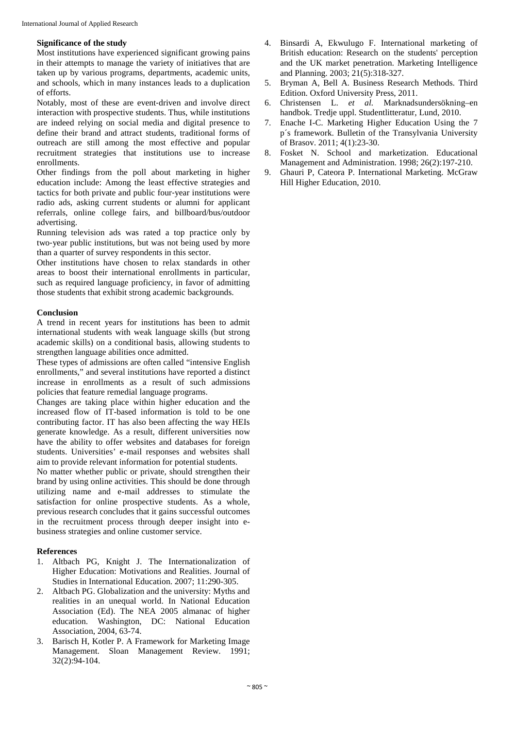**Significance of the study**

Most institutions have experienced significant growing pains in their attempts to manage the variety of initiatives that are taken up by various programs, departments, academic units, and schools, which in many instances leads to a duplication of efforts.

Notably, most of these are event-driven and involve direct interaction with prospective students. Thus, while institutions are indeed relying on social media and digital presence to define their brand and attract students, traditional forms of outreach are still among the most effective and popular recruitment strategies that institutions use to increase enrollments.

Other findings from the poll about marketing in higher education include: Among the least effective strategies and tactics for both private and public four-year institutions were radio ads, asking current students or alumni for applicant referrals, online college fairs, and billboard/bus/outdoor advertising.

Running television ads was rated a top practice only by two-year public institutions, but was not being used by more than a quarter of survey respondents in this sector.

Other institutions have chosen to relax standards in other areas to boost their international enrollments in particular, such as required language proficiency, in favor of admitting those students that exhibit strong academic backgrounds.

**Conclusion**

A trend in recent years for institutions has been to admit international students with weak language skills (but strong academic skills) on a conditional basis, allowing students to strengthen language abilities once admitted.

These types of admissions are often called "intensive English enrollments," and several institutions have reported a distinct increase in enrollments as a result of such admissions policies that feature remedial language programs.

Changes are taking place within higher education and the increased flow of IT-based information is told to be one contributing factor. IT has also been affecting the way HEIs generate knowledge. As a result, different universities now have the ability to offer websites and databases for foreign students. Universities' e-mail responses and websites shall aim to provide relevant information for potential students.

No matter whether public or private, should strengthen their brand by using online activities. This should be done through utilizing name and e-mail addresses to stimulate the satisfaction for online prospective students. As a whole, previous research concludes that it gains successful outcomes in the recruitment process through deeper insight into e-business strategies and online customer service.

**References**

1. Altbach PG, Knight J. The Internationalization of Higher Education: Motivations and Realities. Journal of Studies in International Education. 2007; 11:290-305.
2. Altbach PG. Globalization and the university: Myths and realities in an unequal world. In National Education Association (Ed). The NEA 2005 almanac of higher education. Washington, DC: National Education Association, 2004, 63-74.
3. Barisch H, Kotler P. A Framework for Marketing Image Management. Sloan Management Review. 1991; 32(2):94-104.
4. Binsardi A, Ekwulugo F. International marketing of British education: Research on the students' perception and the UK market penetration. Marketing Intelligence and Planning. 2003; 21(5):318-327.
5. Bryman A, Bell A. Business Research Methods. Third Edition. Oxford University Press, 2011.
6. Christensen L. *et al.* Marknadsundersökning–en handbok. Tredje uppl. Studentlitteratur, Lund, 2010.
7. Enache I-C. Marketing Higher Education Using the 7 p´s framework. Bulletin of the Transylvania University of Brasov. 2011; 4(1):23-30.
8. Fosket N. School and marketization. Educational Management and Administration. 1998; 26(2):197-210.
9. Ghauri P, Cateora P. International Marketing. McGraw Hill Higher Education, 2010.